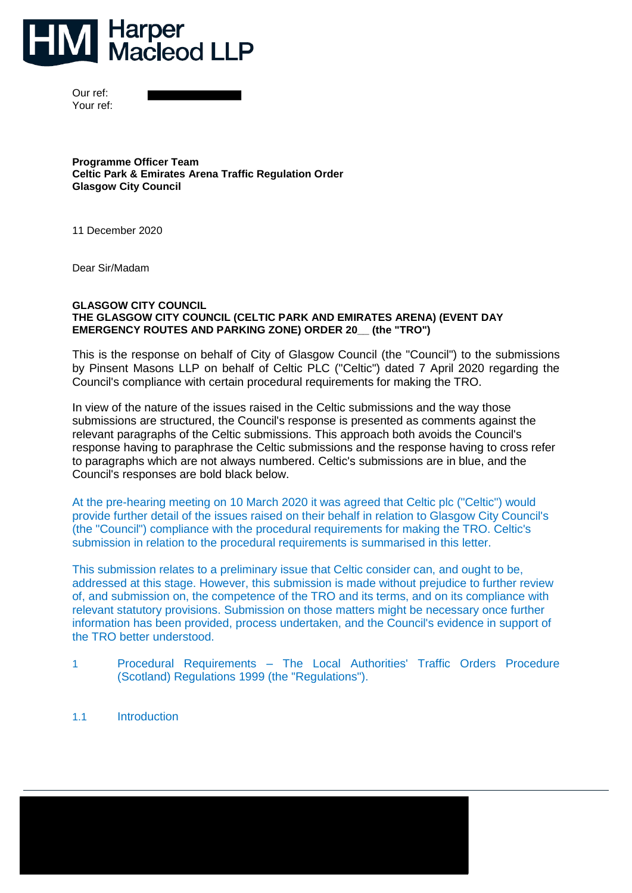**Harper Macleod LLP**

Our ref:
Your ref:

**Programme Officer Team**
**Celtic Park & Emirates Arena Traffic Regulation Order**
**Glasgow City Council**

11 December 2020

Dear Sir/Madam

**GLASGOW CITY COUNCIL**
**THE GLASGOW CITY COUNCIL (CELTIC PARK AND EMIRATES ARENA) (EVENT DAY EMERGENCY ROUTES AND PARKING ZONE) ORDER 20__ (the "TRO")**

This is the response on behalf of City of Glasgow Council (the "Council") to the submissions by Pinsent Masons LLP on behalf of Celtic PLC ("Celtic") dated 7 April 2020 regarding the Council's compliance with certain procedural requirements for making the TRO.

In view of the nature of the issues raised in the Celtic submissions and the way those submissions are structured, the Council's response is presented as comments against the relevant paragraphs of the Celtic submissions. This approach both avoids the Council's response having to paraphrase the Celtic submissions and the response having to cross refer to paragraphs which are not always numbered. Celtic's submissions are in blue, and the Council's responses are bold black below.

At the pre-hearing meeting on 10 March 2020 it was agreed that Celtic plc ("Celtic") would provide further detail of the issues raised on their behalf in relation to Glasgow City Council's (the "Council") compliance with the procedural requirements for making the TRO. Celtic's submission in relation to the procedural requirements is summarised in this letter.

This submission relates to a preliminary issue that Celtic consider can, and ought to be, addressed at this stage. However, this submission is made without prejudice to further review of, and submission on, the competence of the TRO and its terms, and on its compliance with relevant statutory provisions. Submission on those matters might be necessary once further information has been provided, process undertaken, and the Council's evidence in support of the TRO better understood.

1 Procedural Requirements – The Local Authorities' Traffic Orders Procedure (Scotland) Regulations 1999 (the "Regulations").

1.1 Introduction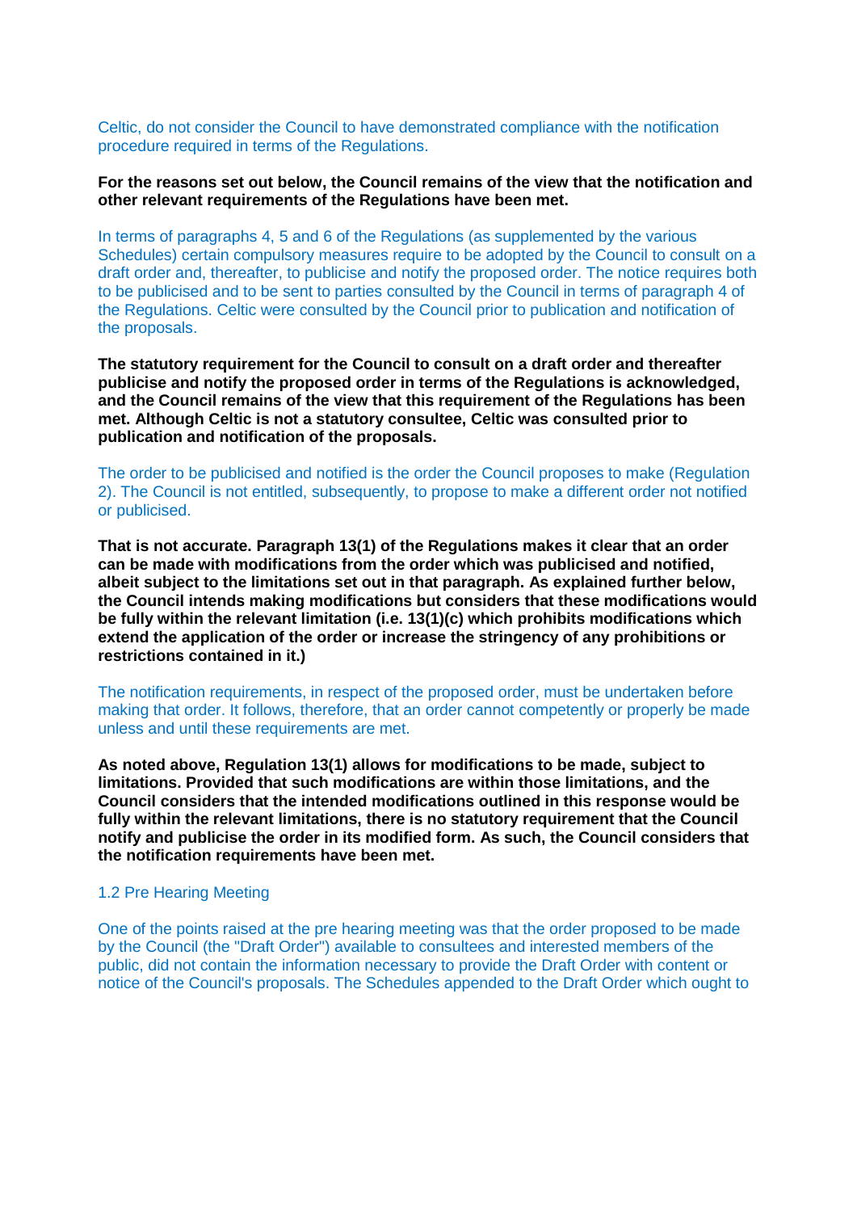Celtic, do not consider the Council to have demonstrated compliance with the notification procedure required in terms of the Regulations.

**For the reasons set out below, the Council remains of the view that the notification and other relevant requirements of the Regulations have been met.**

In terms of paragraphs 4, 5 and 6 of the Regulations (as supplemented by the various Schedules) certain compulsory measures require to be adopted by the Council to consult on a draft order and, thereafter, to publicise and notify the proposed order. The notice requires both to be publicised and to be sent to parties consulted by the Council in terms of paragraph 4 of the Regulations. Celtic were consulted by the Council prior to publication and notification of the proposals.

**The statutory requirement for the Council to consult on a draft order and thereafter publicise and notify the proposed order in terms of the Regulations is acknowledged, and the Council remains of the view that this requirement of the Regulations has been met. Although Celtic is not a statutory consultee, Celtic was consulted prior to publication and notification of the proposals.**

The order to be publicised and notified is the order the Council proposes to make (Regulation 2). The Council is not entitled, subsequently, to propose to make a different order not notified or publicised.

**That is not accurate. Paragraph 13(1) of the Regulations makes it clear that an order can be made with modifications from the order which was publicised and notified, albeit subject to the limitations set out in that paragraph. As explained further below, the Council intends making modifications but considers that these modifications would be fully within the relevant limitation (i.e. 13(1)(c) which prohibits modifications which extend the application of the order or increase the stringency of any prohibitions or restrictions contained in it.)**

The notification requirements, in respect of the proposed order, must be undertaken before making that order. It follows, therefore, that an order cannot competently or properly be made unless and until these requirements are met.

**As noted above, Regulation 13(1) allows for modifications to be made, subject to limitations. Provided that such modifications are within those limitations, and the Council considers that the intended modifications outlined in this response would be fully within the relevant limitations, there is no statutory requirement that the Council notify and publicise the order in its modified form. As such, the Council considers that the notification requirements have been met.**

## 1.2 Pre Hearing Meeting

One of the points raised at the pre hearing meeting was that the order proposed to be made by the Council (the "Draft Order") available to consultees and interested members of the public, did not contain the information necessary to provide the Draft Order with content or notice of the Council's proposals. The Schedules appended to the Draft Order which ought to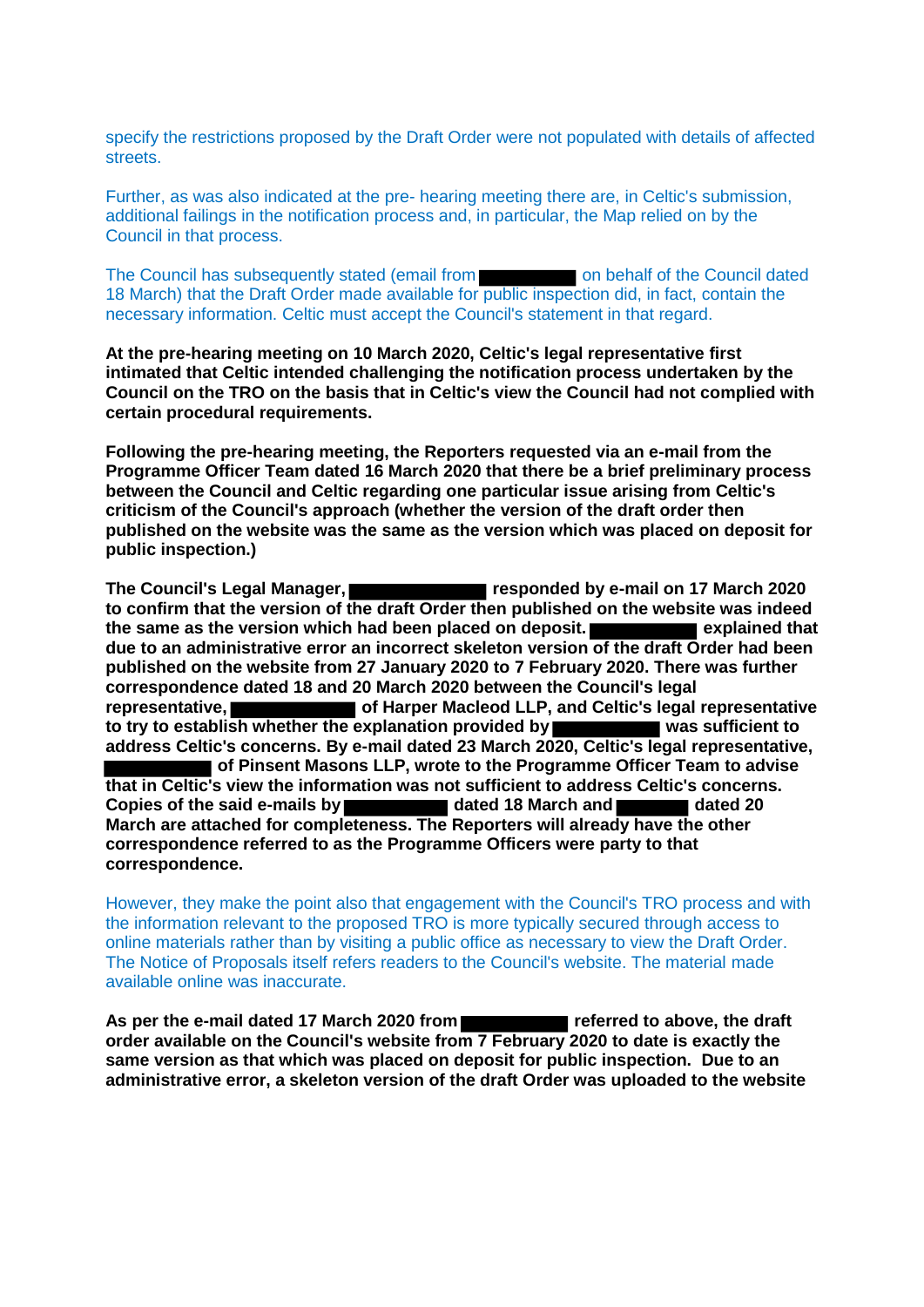specify the restrictions proposed by the Draft Order were not populated with details of affected streets.

Further, as was also indicated at the pre- hearing meeting there are, in Celtic's submission, additional failings in the notification process and, in particular, the Map relied on by the Council in that process.

The Council has subsequently stated (email from ██████ on behalf of the Council dated 18 March) that the Draft Order made available for public inspection did, in fact, contain the necessary information. Celtic must accept the Council's statement in that regard.

**At the pre-hearing meeting on 10 March 2020, Celtic's legal representative first intimated that Celtic intended challenging the notification process undertaken by the Council on the TRO on the basis that in Celtic's view the Council had not complied with certain procedural requirements.**

**Following the pre-hearing meeting, the Reporters requested via an e-mail from the Programme Officer Team dated 16 March 2020 that there be a brief preliminary process between the Council and Celtic regarding one particular issue arising from Celtic's criticism of the Council's approach (whether the version of the draft order then published on the website was the same as the version which was placed on deposit for public inspection.)**

**The Council's Legal Manager, ██████ responded by e-mail on 17 March 2020 to confirm that the version of the draft Order then published on the website was indeed the same as the version which had been placed on deposit. ██████ explained that due to an administrative error an incorrect skeleton version of the draft Order had been published on the website from 27 January 2020 to 7 February 2020. There was further correspondence dated 18 and 20 March 2020 between the Council's legal representative, ██████ of Harper Macleod LLP, and Celtic's legal representative to try to establish whether the explanation provided by ██████ was sufficient to address Celtic's concerns. By e-mail dated 23 March 2020, Celtic's legal representative, ██████ of Pinsent Masons LLP, wrote to the Programme Officer Team to advise that in Celtic's view the information was not sufficient to address Celtic's concerns. Copies of the said e-mails by ██████ dated 18 March and ██████ dated 20 March are attached for completeness. The Reporters will already have the other correspondence referred to as the Programme Officers were party to that correspondence.**

However, they make the point also that engagement with the Council's TRO process and with the information relevant to the proposed TRO is more typically secured through access to online materials rather than by visiting a public office as necessary to view the Draft Order. The Notice of Proposals itself refers readers to the Council's website. The material made available online was inaccurate.

**As per the e-mail dated 17 March 2020 from ██████ referred to above, the draft order available on the Council's website from 7 February 2020 to date is exactly the same version as that which was placed on deposit for public inspection. Due to an administrative error, a skeleton version of the draft Order was uploaded to the website**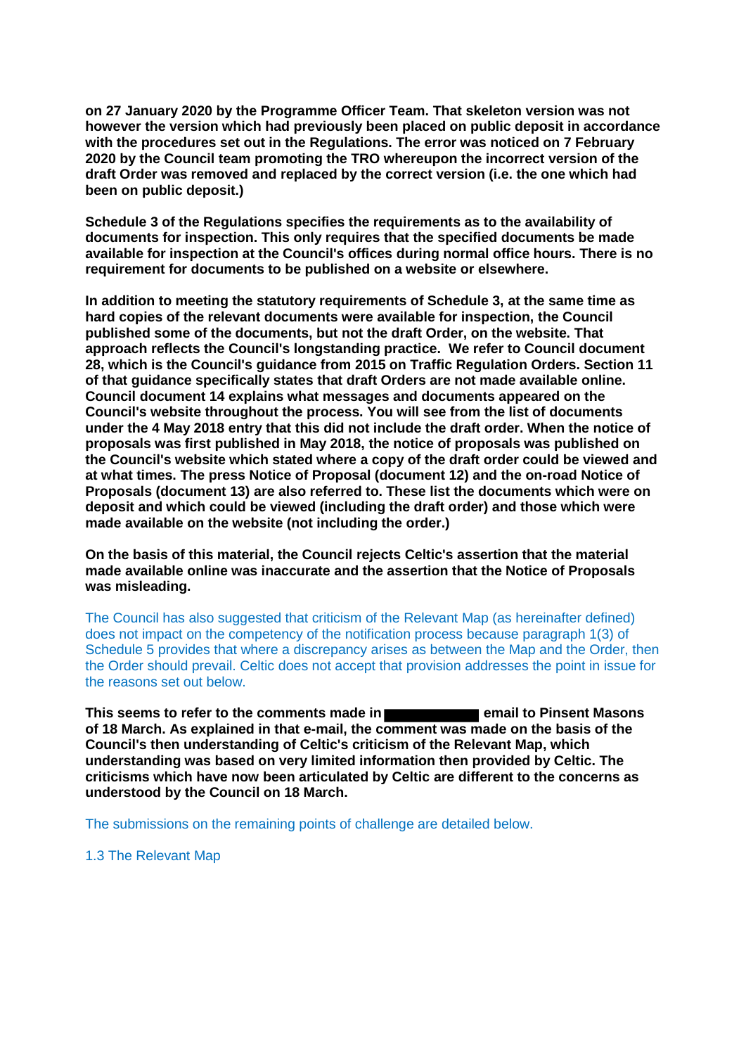**on 27 January 2020 by the Programme Officer Team. That skeleton version was not however the version which had previously been placed on public deposit in accordance with the procedures set out in the Regulations. The error was noticed on 7 February 2020 by the Council team promoting the TRO whereupon the incorrect version of the draft Order was removed and replaced by the correct version (i.e. the one which had been on public deposit.)**

**Schedule 3 of the Regulations specifies the requirements as to the availability of documents for inspection. This only requires that the specified documents be made available for inspection at the Council's offices during normal office hours. There is no requirement for documents to be published on a website or elsewhere.**

**In addition to meeting the statutory requirements of Schedule 3, at the same time as hard copies of the relevant documents were available for inspection, the Council published some of the documents, but not the draft Order, on the website. That approach reflects the Council's longstanding practice. We refer to Council document 28, which is the Council's guidance from 2015 on Traffic Regulation Orders. Section 11 of that guidance specifically states that draft Orders are not made available online. Council document 14 explains what messages and documents appeared on the Council's website throughout the process. You will see from the list of documents under the 4 May 2018 entry that this did not include the draft order. When the notice of proposals was first published in May 2018, the notice of proposals was published on the Council's website which stated where a copy of the draft order could be viewed and at what times. The press Notice of Proposal (document 12) and the on-road Notice of Proposals (document 13) are also referred to. These list the documents which were on deposit and which could be viewed (including the draft order) and those which were made available on the website (not including the order.)**

**On the basis of this material, the Council rejects Celtic's assertion that the material made available online was inaccurate and the assertion that the Notice of Proposals was misleading.**

The Council has also suggested that criticism of the Relevant Map (as hereinafter defined) does not impact on the competency of the notification process because paragraph 1(3) of Schedule 5 provides that where a discrepancy arises as between the Map and the Order, then the Order should prevail. Celtic does not accept that provision addresses the point in issue for the reasons set out below.

**This seems to refer to the comments made in ██████████ email to Pinsent Masons of 18 March. As explained in that e-mail, the comment was made on the basis of the Council's then understanding of Celtic's criticism of the Relevant Map, which understanding was based on very limited information then provided by Celtic. The criticisms which have now been articulated by Celtic are different to the concerns as understood by the Council on 18 March.**

The submissions on the remaining points of challenge are detailed below.

1.3 The Relevant Map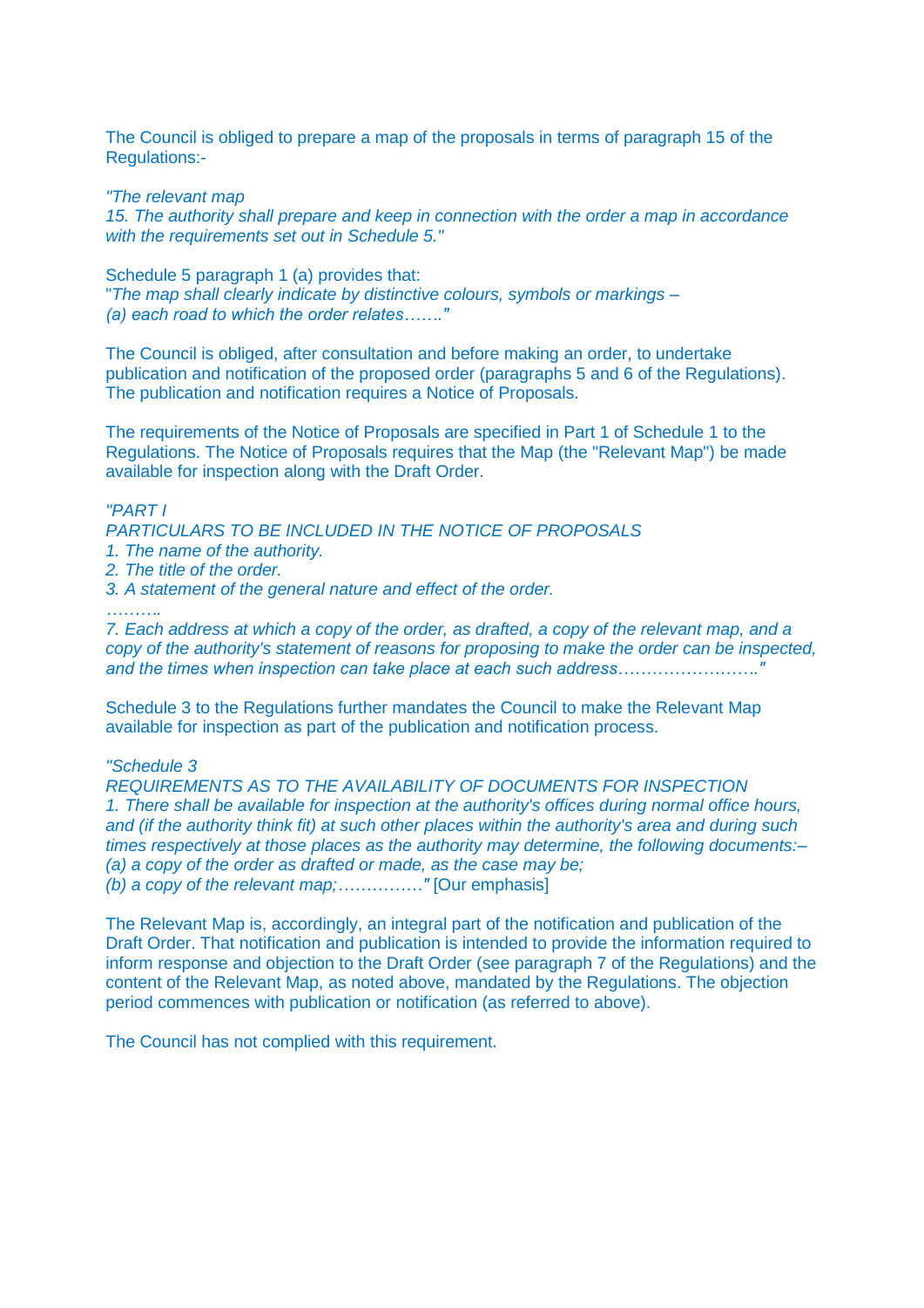The Council is obliged to prepare a map of the proposals in terms of paragraph 15 of the Regulations:-

*"The relevant map*
*15. The authority shall prepare and keep in connection with the order a map in accordance with the requirements set out in Schedule 5."*

Schedule 5 paragraph 1 (a) provides that:
"*The map shall clearly indicate by distinctive colours, symbols or markings –*
*(a) each road to which the order relates……."*

The Council is obliged, after consultation and before making an order, to undertake publication and notification of the proposed order (paragraphs 5 and 6 of the Regulations). The publication and notification requires a Notice of Proposals.

The requirements of the Notice of Proposals are specified in Part 1 of Schedule 1 to the Regulations. The Notice of Proposals requires that the Map (the "Relevant Map") be made available for inspection along with the Draft Order.

*"PART I*
*PARTICULARS TO BE INCLUDED IN THE NOTICE OF PROPOSALS*
*1. The name of the authority.*
*2. The title of the order.*
*3. A statement of the general nature and effect of the order.*
*……….*
*7. Each address at which a copy of the order, as drafted, a copy of the relevant map, and a copy of the authority's statement of reasons for proposing to make the order can be inspected, and the times when inspection can take place at each such address……………………."*

Schedule 3 to the Regulations further mandates the Council to make the Relevant Map available for inspection as part of the publication and notification process.

*"Schedule 3*
*REQUIREMENTS AS TO THE AVAILABILITY OF DOCUMENTS FOR INSPECTION*
*1. There shall be available for inspection at the authority's offices during normal office hours, and (if the authority think fit) at such other places within the authority's area and during such times respectively at those places as the authority may determine, the following documents:–*
*(a) a copy of the order as drafted or made, as the case may be;*
*(b) a copy of the relevant map;……………"* [Our emphasis]

The Relevant Map is, accordingly, an integral part of the notification and publication of the Draft Order. That notification and publication is intended to provide the information required to inform response and objection to the Draft Order (see paragraph 7 of the Regulations) and the content of the Relevant Map, as noted above, mandated by the Regulations. The objection period commences with publication or notification (as referred to above).

The Council has not complied with this requirement.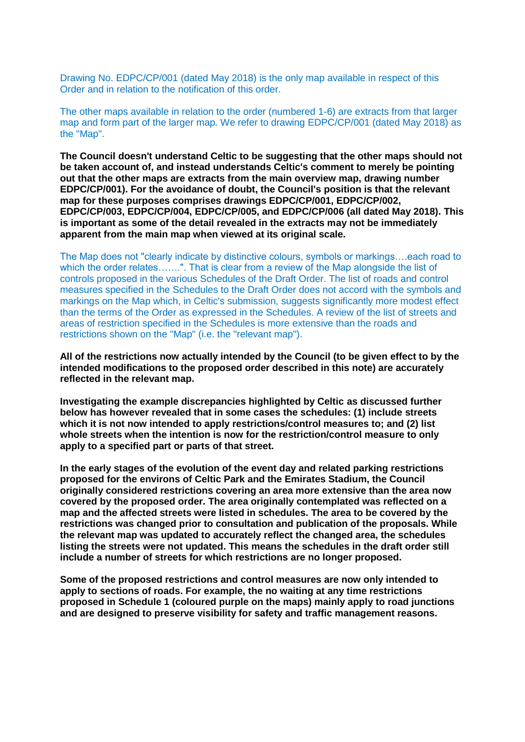Drawing No. EDPC/CP/001 (dated May 2018) is the only map available in respect of this Order and in relation to the notification of this order.

The other maps available in relation to the order (numbered 1-6) are extracts from that larger map and form part of the larger map. We refer to drawing EDPC/CP/001 (dated May 2018) as the "Map".

**The Council doesn't understand Celtic to be suggesting that the other maps should not be taken account of, and instead understands Celtic's comment to merely be pointing out that the other maps are extracts from the main overview map, drawing number EDPC/CP/001). For the avoidance of doubt, the Council's position is that the relevant map for these purposes comprises drawings EDPC/CP/001, EDPC/CP/002, EDPC/CP/003, EDPC/CP/004, EDPC/CP/005, and EDPC/CP/006 (all dated May 2018). This is important as some of the detail revealed in the extracts may not be immediately apparent from the main map when viewed at its original scale.**

The Map does not "clearly indicate by distinctive colours, symbols or markings….each road to which the order relates…….". That is clear from a review of the Map alongside the list of controls proposed in the various Schedules of the Draft Order. The list of roads and control measures specified in the Schedules to the Draft Order does not accord with the symbols and markings on the Map which, in Celtic's submission, suggests significantly more modest effect than the terms of the Order as expressed in the Schedules. A review of the list of streets and areas of restriction specified in the Schedules is more extensive than the roads and restrictions shown on the "Map" (i.e. the "relevant map").

**All of the restrictions now actually intended by the Council (to be given effect to by the intended modifications to the proposed order described in this note) are accurately reflected in the relevant map.**

**Investigating the example discrepancies highlighted by Celtic as discussed further below has however revealed that in some cases the schedules: (1) include streets which it is not now intended to apply restrictions/control measures to; and (2) list whole streets when the intention is now for the restriction/control measure to only apply to a specified part or parts of that street.**

**In the early stages of the evolution of the event day and related parking restrictions proposed for the environs of Celtic Park and the Emirates Stadium, the Council originally considered restrictions covering an area more extensive than the area now covered by the proposed order. The area originally contemplated was reflected on a map and the affected streets were listed in schedules. The area to be covered by the restrictions was changed prior to consultation and publication of the proposals. While the relevant map was updated to accurately reflect the changed area, the schedules listing the streets were not updated. This means the schedules in the draft order still include a number of streets for which restrictions are no longer proposed.**

**Some of the proposed restrictions and control measures are now only intended to apply to sections of roads. For example, the no waiting at any time restrictions proposed in Schedule 1 (coloured purple on the maps) mainly apply to road junctions and are designed to preserve visibility for safety and traffic management reasons.**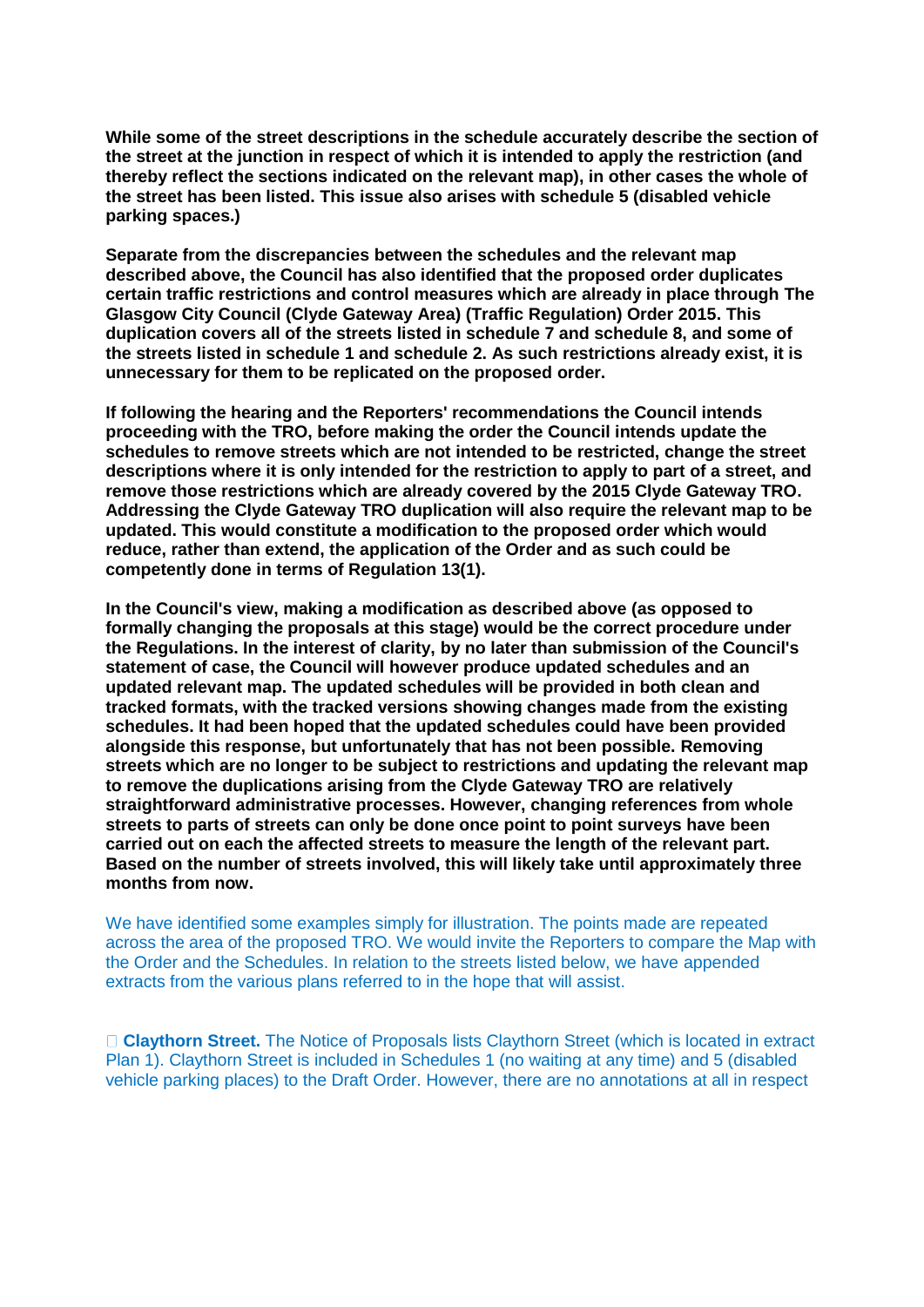**While some of the street descriptions in the schedule accurately describe the section of the street at the junction in respect of which it is intended to apply the restriction (and thereby reflect the sections indicated on the relevant map), in other cases the whole of the street has been listed. This issue also arises with schedule 5 (disabled vehicle parking spaces.)**

**Separate from the discrepancies between the schedules and the relevant map described above, the Council has also identified that the proposed order duplicates certain traffic restrictions and control measures which are already in place through The Glasgow City Council (Clyde Gateway Area) (Traffic Regulation) Order 2015. This duplication covers all of the streets listed in schedule 7 and schedule 8, and some of the streets listed in schedule 1 and schedule 2. As such restrictions already exist, it is unnecessary for them to be replicated on the proposed order.**

**If following the hearing and the Reporters' recommendations the Council intends proceeding with the TRO, before making the order the Council intends update the schedules to remove streets which are not intended to be restricted, change the street descriptions where it is only intended for the restriction to apply to part of a street, and remove those restrictions which are already covered by the 2015 Clyde Gateway TRO. Addressing the Clyde Gateway TRO duplication will also require the relevant map to be updated. This would constitute a modification to the proposed order which would reduce, rather than extend, the application of the Order and as such could be competently done in terms of Regulation 13(1).**

**In the Council's view, making a modification as described above (as opposed to formally changing the proposals at this stage) would be the correct procedure under the Regulations. In the interest of clarity, by no later than submission of the Council's statement of case, the Council will however produce updated schedules and an updated relevant map. The updated schedules will be provided in both clean and tracked formats, with the tracked versions showing changes made from the existing schedules. It had been hoped that the updated schedules could have been provided alongside this response, but unfortunately that has not been possible. Removing streets which are no longer to be subject to restrictions and updating the relevant map to remove the duplications arising from the Clyde Gateway TRO are relatively straightforward administrative processes. However, changing references from whole streets to parts of streets can only be done once point to point surveys have been carried out on each the affected streets to measure the length of the relevant part. Based on the number of streets involved, this will likely take until approximately three months from now.**

We have identified some examples simply for illustration. The points made are repeated across the area of the proposed TRO. We would invite the Reporters to compare the Map with the Order and the Schedules. In relation to the streets listed below, we have appended extracts from the various plans referred to in the hope that will assist.

- **Claythorn Street.** The Notice of Proposals lists Claythorn Street (which is located in extract Plan 1). Claythorn Street is included in Schedules 1 (no waiting at any time) and 5 (disabled vehicle parking places) to the Draft Order. However, there are no annotations at all in respect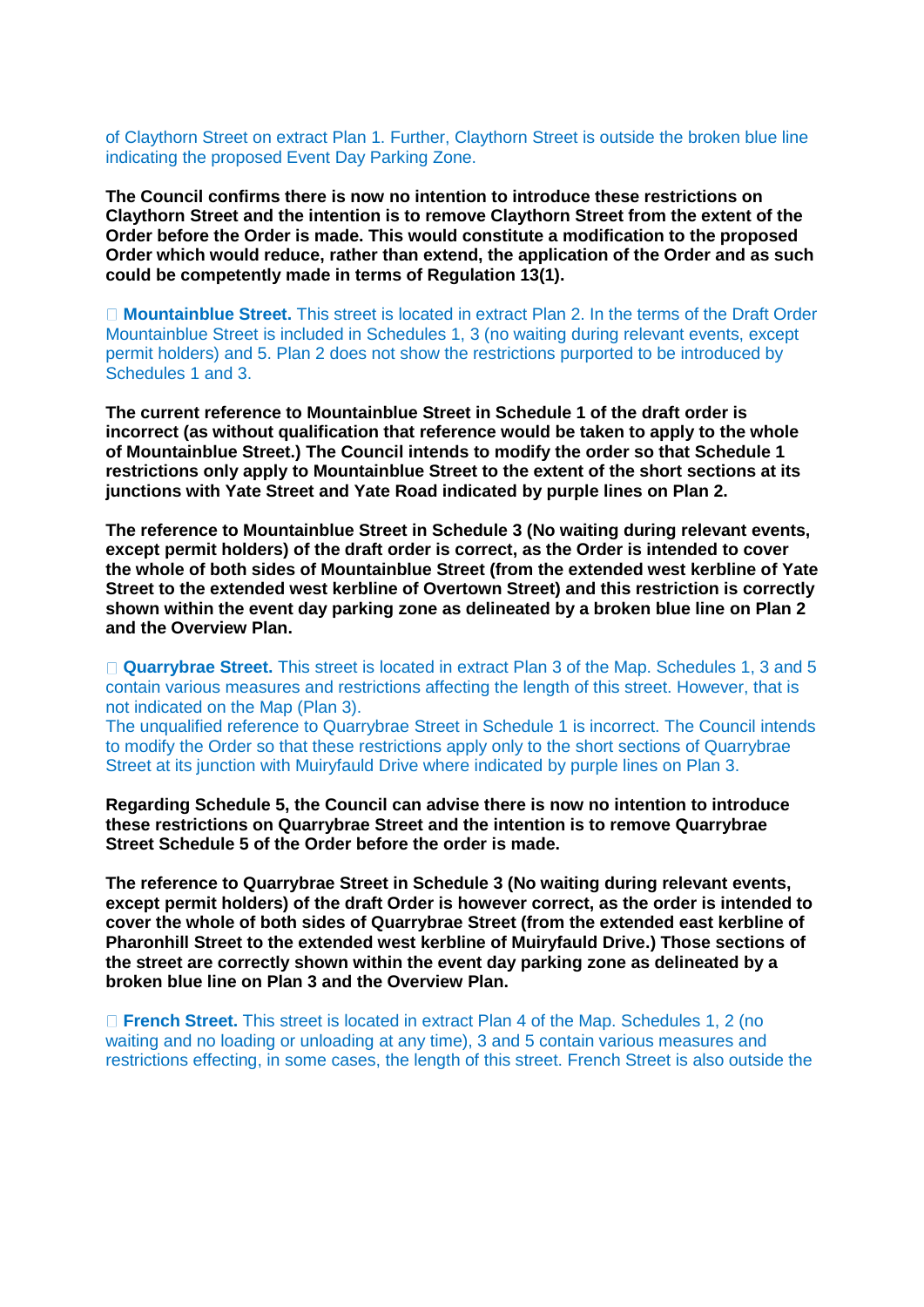of Claythorn Street on extract Plan 1. Further, Claythorn Street is outside the broken blue line indicating the proposed Event Day Parking Zone.

**The Council confirms there is now no intention to introduce these restrictions on Claythorn Street and the intention is to remove Claythorn Street from the extent of the Order before the Order is made. This would constitute a modification to the proposed Order which would reduce, rather than extend, the application of the Order and as such could be competently made in terms of Regulation 13(1).**

- **Mountainblue Street.** This street is located in extract Plan 2. In the terms of the Draft Order Mountainblue Street is included in Schedules 1, 3 (no waiting during relevant events, except permit holders) and 5. Plan 2 does not show the restrictions purported to be introduced by Schedules 1 and 3.

**The current reference to Mountainblue Street in Schedule 1 of the draft order is incorrect (as without qualification that reference would be taken to apply to the whole of Mountainblue Street.) The Council intends to modify the order so that Schedule 1 restrictions only apply to Mountainblue Street to the extent of the short sections at its junctions with Yate Street and Yate Road indicated by purple lines on Plan 2.**

**The reference to Mountainblue Street in Schedule 3 (No waiting during relevant events, except permit holders) of the draft order is correct, as the Order is intended to cover the whole of both sides of Mountainblue Street (from the extended west kerbline of Yate Street to the extended west kerbline of Overtown Street) and this restriction is correctly shown within the event day parking zone as delineated by a broken blue line on Plan 2 and the Overview Plan.**

- **Quarrybrae Street.** This street is located in extract Plan 3 of the Map. Schedules 1, 3 and 5 contain various measures and restrictions affecting the length of this street. However, that is not indicated on the Map (Plan 3).
  The unqualified reference to Quarrybrae Street in Schedule 1 is incorrect. The Council intends to modify the Order so that these restrictions apply only to the short sections of Quarrybrae Street at its junction with Muiryfauld Drive where indicated by purple lines on Plan 3.

**Regarding Schedule 5, the Council can advise there is now no intention to introduce these restrictions on Quarrybrae Street and the intention is to remove Quarrybrae Street Schedule 5 of the Order before the order is made.**

**The reference to Quarrybrae Street in Schedule 3 (No waiting during relevant events, except permit holders) of the draft Order is however correct, as the order is intended to cover the whole of both sides of Quarrybrae Street (from the extended east kerbline of Pharonhill Street to the extended west kerbline of Muiryfauld Drive.) Those sections of the street are correctly shown within the event day parking zone as delineated by a broken blue line on Plan 3 and the Overview Plan.**

- **French Street.** This street is located in extract Plan 4 of the Map. Schedules 1, 2 (no waiting and no loading or unloading at any time), 3 and 5 contain various measures and restrictions effecting, in some cases, the length of this street. French Street is also outside the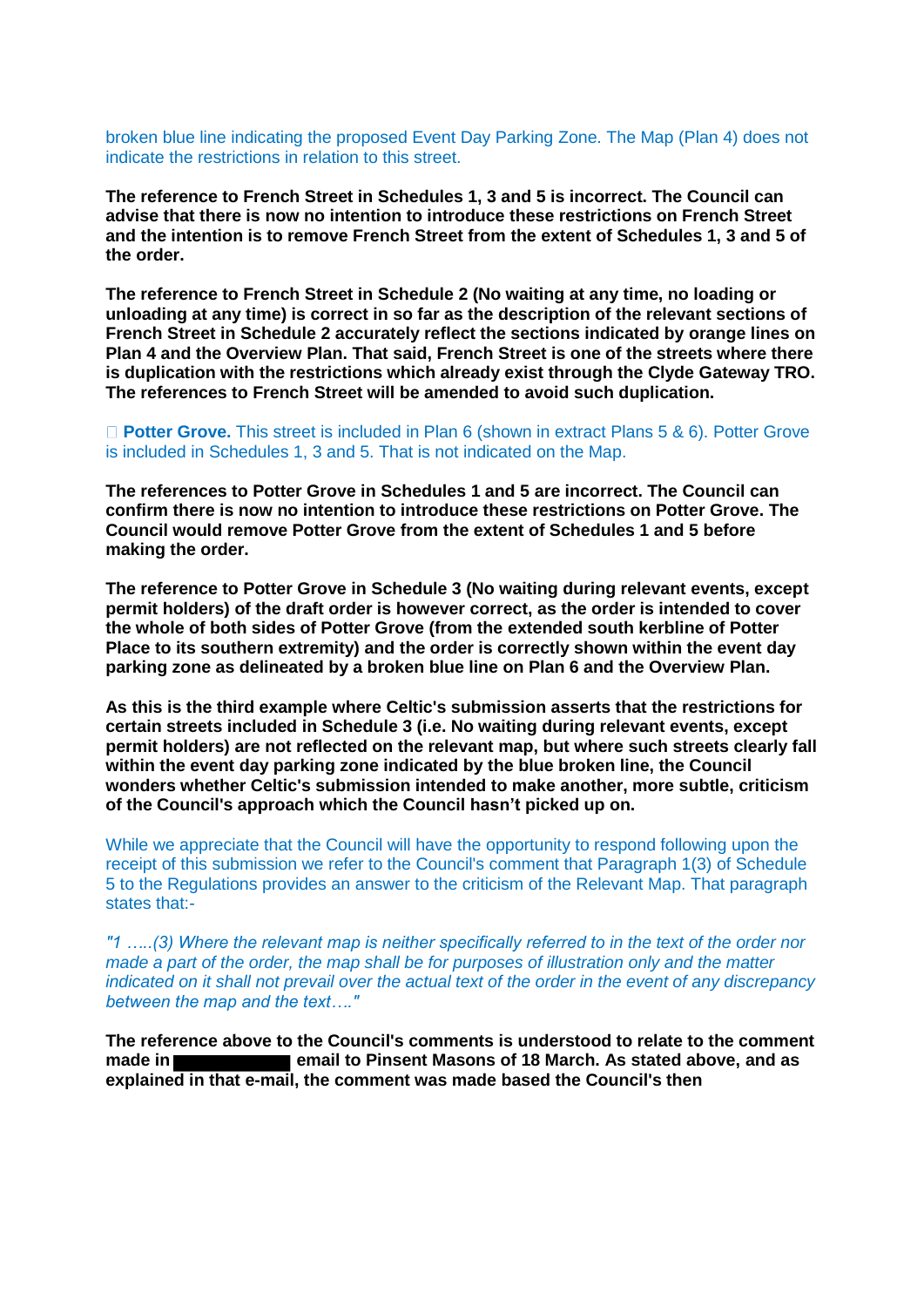broken blue line indicating the proposed Event Day Parking Zone. The Map (Plan 4) does not indicate the restrictions in relation to this street.

**The reference to French Street in Schedules 1, 3 and 5 is incorrect. The Council can advise that there is now no intention to introduce these restrictions on French Street and the intention is to remove French Street from the extent of Schedules 1, 3 and 5 of the order.**

**The reference to French Street in Schedule 2 (No waiting at any time, no loading or unloading at any time) is correct in so far as the description of the relevant sections of French Street in Schedule 2 accurately reflect the sections indicated by orange lines on Plan 4 and the Overview Plan. That said, French Street is one of the streets where there is duplication with the restrictions which already exist through the Clyde Gateway TRO. The references to French Street will be amended to avoid such duplication.**

- **Potter Grove.** This street is included in Plan 6 (shown in extract Plans 5 & 6). Potter Grove is included in Schedules 1, 3 and 5. That is not indicated on the Map.

**The references to Potter Grove in Schedules 1 and 5 are incorrect. The Council can confirm there is now no intention to introduce these restrictions on Potter Grove. The Council would remove Potter Grove from the extent of Schedules 1 and 5 before making the order.**

**The reference to Potter Grove in Schedule 3 (No waiting during relevant events, except permit holders) of the draft order is however correct, as the order is intended to cover the whole of both sides of Potter Grove (from the extended south kerbline of Potter Place to its southern extremity) and the order is correctly shown within the event day parking zone as delineated by a broken blue line on Plan 6 and the Overview Plan.**

**As this is the third example where Celtic's submission asserts that the restrictions for certain streets included in Schedule 3 (i.e. No waiting during relevant events, except permit holders) are not reflected on the relevant map, but where such streets clearly fall within the event day parking zone indicated by the blue broken line, the Council wonders whether Celtic's submission intended to make another, more subtle, criticism of the Council's approach which the Council hasn't picked up on.**

While we appreciate that the Council will have the opportunity to respond following upon the receipt of this submission we refer to the Council's comment that Paragraph 1(3) of Schedule 5 to the Regulations provides an answer to the criticism of the Relevant Map. That paragraph states that:-

*"1 …..(3) Where the relevant map is neither specifically referred to in the text of the order nor made a part of the order, the map shall be for purposes of illustration only and the matter indicated on it shall not prevail over the actual text of the order in the event of any discrepancy between the map and the text…."*

**The reference above to the Council's comments is understood to relate to the comment made in [REDACTED] email to Pinsent Masons of 18 March. As stated above, and as explained in that e-mail, the comment was made based the Council's then**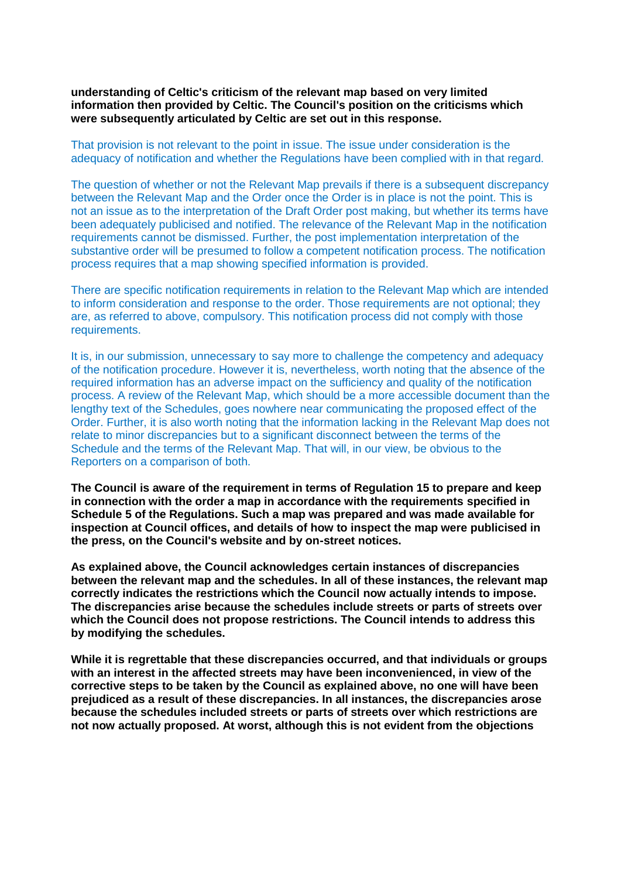**understanding of Celtic's criticism of the relevant map based on very limited information then provided by Celtic. The Council's position on the criticisms which were subsequently articulated by Celtic are set out in this response.**

That provision is not relevant to the point in issue. The issue under consideration is the adequacy of notification and whether the Regulations have been complied with in that regard.

The question of whether or not the Relevant Map prevails if there is a subsequent discrepancy between the Relevant Map and the Order once the Order is in place is not the point. This is not an issue as to the interpretation of the Draft Order post making, but whether its terms have been adequately publicised and notified. The relevance of the Relevant Map in the notification requirements cannot be dismissed. Further, the post implementation interpretation of the substantive order will be presumed to follow a competent notification process. The notification process requires that a map showing specified information is provided.

There are specific notification requirements in relation to the Relevant Map which are intended to inform consideration and response to the order. Those requirements are not optional; they are, as referred to above, compulsory. This notification process did not comply with those requirements.

It is, in our submission, unnecessary to say more to challenge the competency and adequacy of the notification procedure. However it is, nevertheless, worth noting that the absence of the required information has an adverse impact on the sufficiency and quality of the notification process. A review of the Relevant Map, which should be a more accessible document than the lengthy text of the Schedules, goes nowhere near communicating the proposed effect of the Order. Further, it is also worth noting that the information lacking in the Relevant Map does not relate to minor discrepancies but to a significant disconnect between the terms of the Schedule and the terms of the Relevant Map. That will, in our view, be obvious to the Reporters on a comparison of both.

**The Council is aware of the requirement in terms of Regulation 15 to prepare and keep in connection with the order a map in accordance with the requirements specified in Schedule 5 of the Regulations. Such a map was prepared and was made available for inspection at Council offices, and details of how to inspect the map were publicised in the press, on the Council's website and by on-street notices.**

**As explained above, the Council acknowledges certain instances of discrepancies between the relevant map and the schedules. In all of these instances, the relevant map correctly indicates the restrictions which the Council now actually intends to impose. The discrepancies arise because the schedules include streets or parts of streets over which the Council does not propose restrictions. The Council intends to address this by modifying the schedules.**

**While it is regrettable that these discrepancies occurred, and that individuals or groups with an interest in the affected streets may have been inconvenienced, in view of the corrective steps to be taken by the Council as explained above, no one will have been prejudiced as a result of these discrepancies. In all instances, the discrepancies arose because the schedules included streets or parts of streets over which restrictions are not now actually proposed. At worst, although this is not evident from the objections**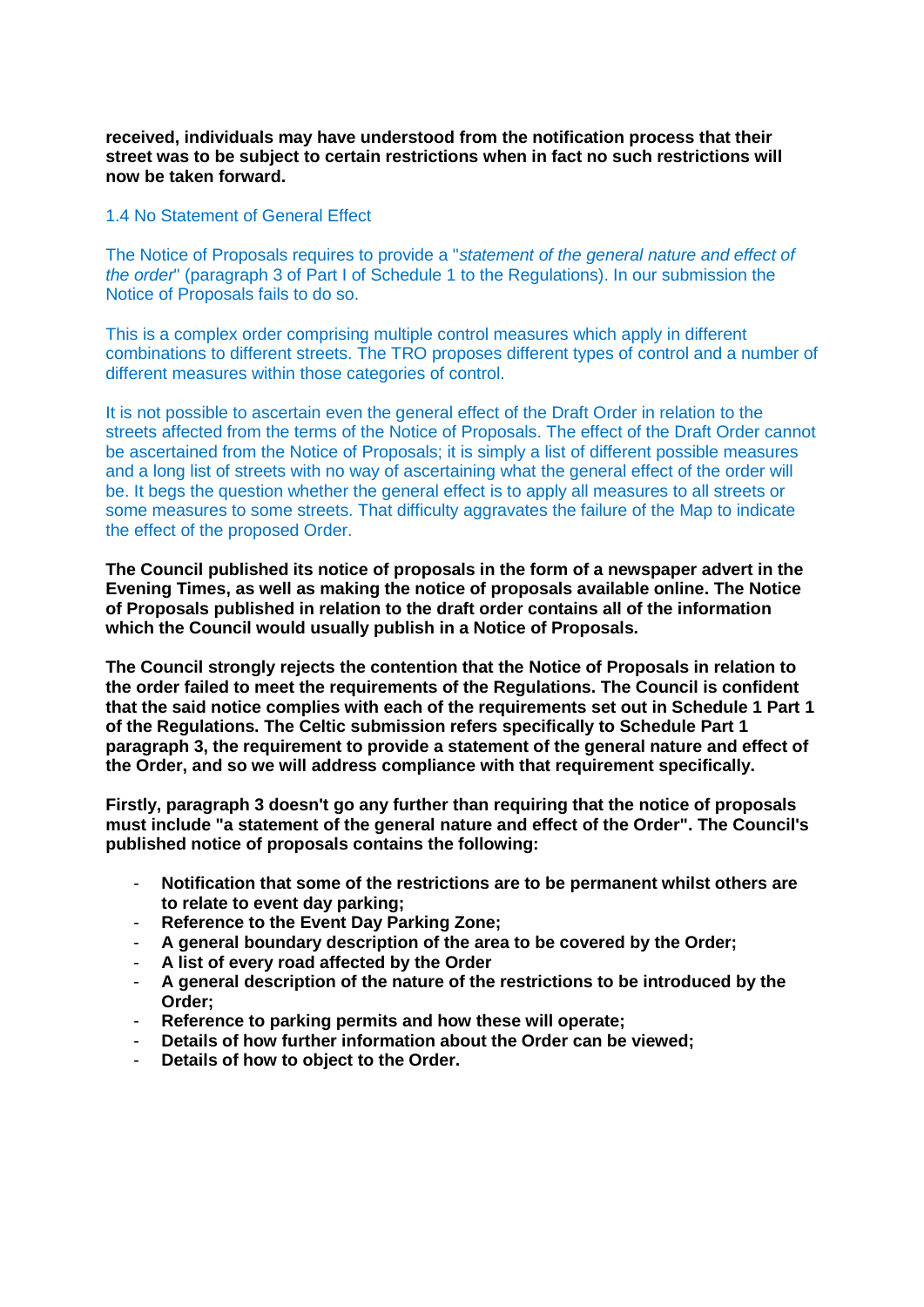**received, individuals may have understood from the notification process that their street was to be subject to certain restrictions when in fact no such restrictions will now be taken forward.**

### 1.4 No Statement of General Effect

The Notice of Proposals requires to provide a "*statement of the general nature and effect of the order*" (paragraph 3 of Part I of Schedule 1 to the Regulations). In our submission the Notice of Proposals fails to do so.

This is a complex order comprising multiple control measures which apply in different combinations to different streets. The TRO proposes different types of control and a number of different measures within those categories of control.

It is not possible to ascertain even the general effect of the Draft Order in relation to the streets affected from the terms of the Notice of Proposals. The effect of the Draft Order cannot be ascertained from the Notice of Proposals; it is simply a list of different possible measures and a long list of streets with no way of ascertaining what the general effect of the order will be. It begs the question whether the general effect is to apply all measures to all streets or some measures to some streets. That difficulty aggravates the failure of the Map to indicate the effect of the proposed Order.

**The Council published its notice of proposals in the form of a newspaper advert in the Evening Times, as well as making the notice of proposals available online. The Notice of Proposals published in relation to the draft order contains all of the information which the Council would usually publish in a Notice of Proposals.**

**The Council strongly rejects the contention that the Notice of Proposals in relation to the order failed to meet the requirements of the Regulations. The Council is confident that the said notice complies with each of the requirements set out in Schedule 1 Part 1 of the Regulations. The Celtic submission refers specifically to Schedule Part 1 paragraph 3, the requirement to provide a statement of the general nature and effect of the Order, and so we will address compliance with that requirement specifically.**

**Firstly, paragraph 3 doesn't go any further than requiring that the notice of proposals must include "a statement of the general nature and effect of the Order". The Council's published notice of proposals contains the following:**

- **Notification that some of the restrictions are to be permanent whilst others are to relate to event day parking;**
- **Reference to the Event Day Parking Zone;**
- **A general boundary description of the area to be covered by the Order;**
- **A list of every road affected by the Order**
- **A general description of the nature of the restrictions to be introduced by the Order;**
- **Reference to parking permits and how these will operate;**
- **Details of how further information about the Order can be viewed;**
- **Details of how to object to the Order.**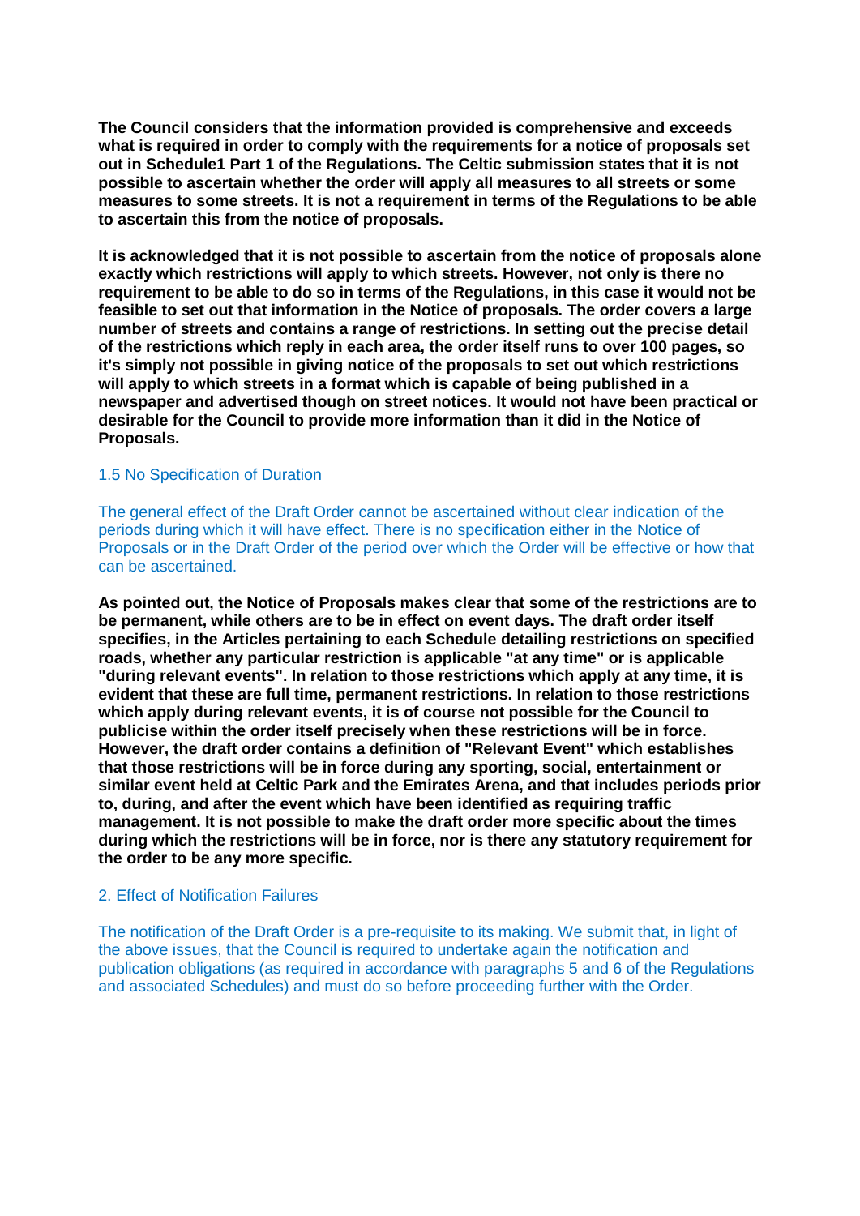**The Council considers that the information provided is comprehensive and exceeds what is required in order to comply with the requirements for a notice of proposals set out in Schedule1 Part 1 of the Regulations. The Celtic submission states that it is not possible to ascertain whether the order will apply all measures to all streets or some measures to some streets. It is not a requirement in terms of the Regulations to be able to ascertain this from the notice of proposals.**

**It is acknowledged that it is not possible to ascertain from the notice of proposals alone exactly which restrictions will apply to which streets. However, not only is there no requirement to be able to do so in terms of the Regulations, in this case it would not be feasible to set out that information in the Notice of proposals. The order covers a large number of streets and contains a range of restrictions. In setting out the precise detail of the restrictions which reply in each area, the order itself runs to over 100 pages, so it's simply not possible in giving notice of the proposals to set out which restrictions will apply to which streets in a format which is capable of being published in a newspaper and advertised though on street notices. It would not have been practical or desirable for the Council to provide more information than it did in the Notice of Proposals.**

1.5 No Specification of Duration

The general effect of the Draft Order cannot be ascertained without clear indication of the periods during which it will have effect. There is no specification either in the Notice of Proposals or in the Draft Order of the period over which the Order will be effective or how that can be ascertained.

**As pointed out, the Notice of Proposals makes clear that some of the restrictions are to be permanent, while others are to be in effect on event days. The draft order itself specifies, in the Articles pertaining to each Schedule detailing restrictions on specified roads, whether any particular restriction is applicable "at any time" or is applicable "during relevant events". In relation to those restrictions which apply at any time, it is evident that these are full time, permanent restrictions. In relation to those restrictions which apply during relevant events, it is of course not possible for the Council to publicise within the order itself precisely when these restrictions will be in force. However, the draft order contains a definition of "Relevant Event" which establishes that those restrictions will be in force during any sporting, social, entertainment or similar event held at Celtic Park and the Emirates Arena, and that includes periods prior to, during, and after the event which have been identified as requiring traffic management. It is not possible to make the draft order more specific about the times during which the restrictions will be in force, nor is there any statutory requirement for the order to be any more specific.**

2. Effect of Notification Failures

The notification of the Draft Order is a pre-requisite to its making. We submit that, in light of the above issues, that the Council is required to undertake again the notification and publication obligations (as required in accordance with paragraphs 5 and 6 of the Regulations and associated Schedules) and must do so before proceeding further with the Order.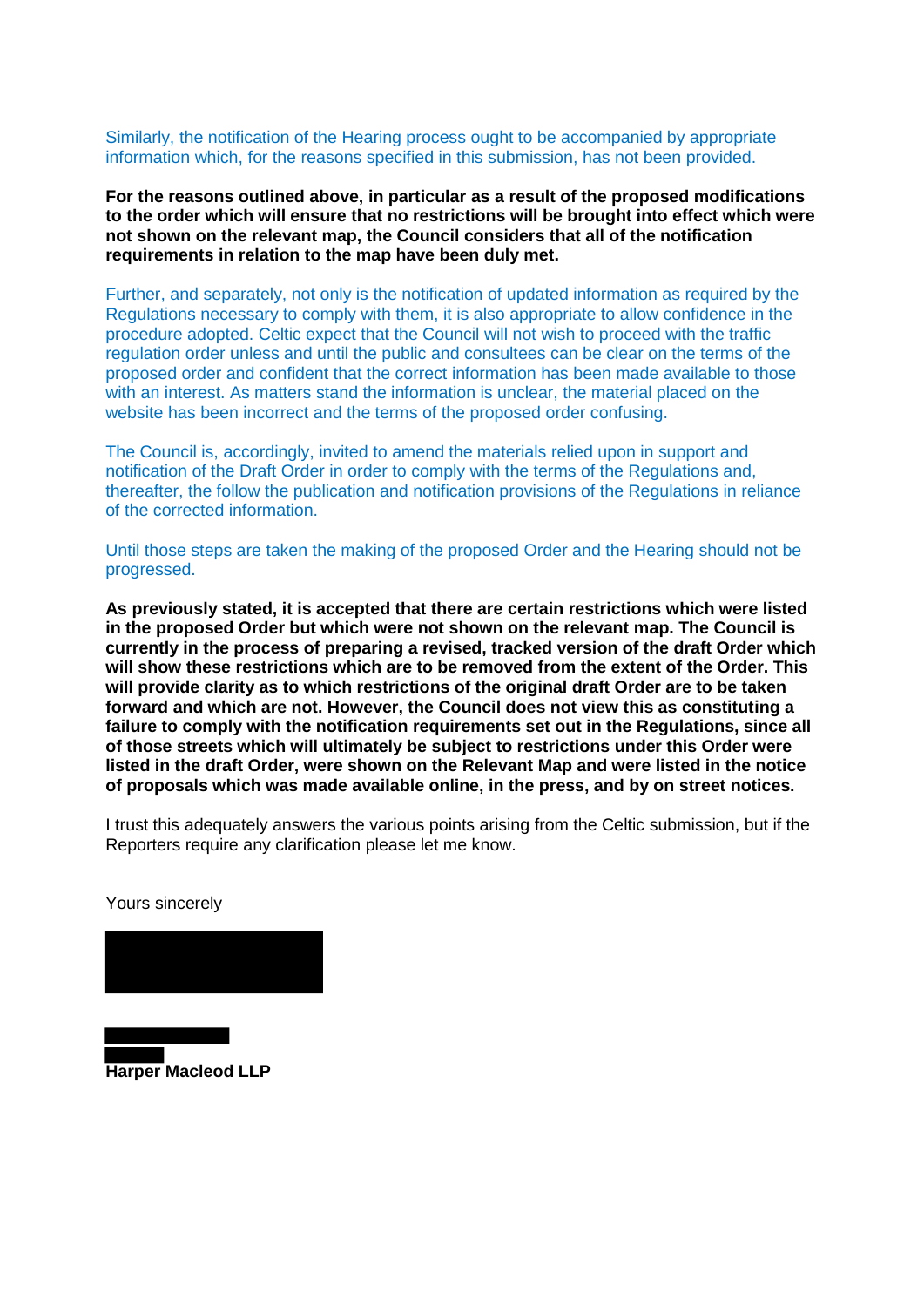Similarly, the notification of the Hearing process ought to be accompanied by appropriate information which, for the reasons specified in this submission, has not been provided.

**For the reasons outlined above, in particular as a result of the proposed modifications to the order which will ensure that no restrictions will be brought into effect which were not shown on the relevant map, the Council considers that all of the notification requirements in relation to the map have been duly met.**

Further, and separately, not only is the notification of updated information as required by the Regulations necessary to comply with them, it is also appropriate to allow confidence in the procedure adopted. Celtic expect that the Council will not wish to proceed with the traffic regulation order unless and until the public and consultees can be clear on the terms of the proposed order and confident that the correct information has been made available to those with an interest. As matters stand the information is unclear, the material placed on the website has been incorrect and the terms of the proposed order confusing.

The Council is, accordingly, invited to amend the materials relied upon in support and notification of the Draft Order in order to comply with the terms of the Regulations and, thereafter, the follow the publication and notification provisions of the Regulations in reliance of the corrected information.

Until those steps are taken the making of the proposed Order and the Hearing should not be progressed.

**As previously stated, it is accepted that there are certain restrictions which were listed in the proposed Order but which were not shown on the relevant map. The Council is currently in the process of preparing a revised, tracked version of the draft Order which will show these restrictions which are to be removed from the extent of the Order. This will provide clarity as to which restrictions of the original draft Order are to be taken forward and which are not. However, the Council does not view this as constituting a failure to comply with the notification requirements set out in the Regulations, since all of those streets which will ultimately be subject to restrictions under this Order were listed in the draft Order, were shown on the Relevant Map and were listed in the notice of proposals which was made available online, in the press, and by on street notices.**

I trust this adequately answers the various points arising from the Celtic submission, but if the Reporters require any clarification please let me know.

Yours sincerely

**Harper Macleod LLP**